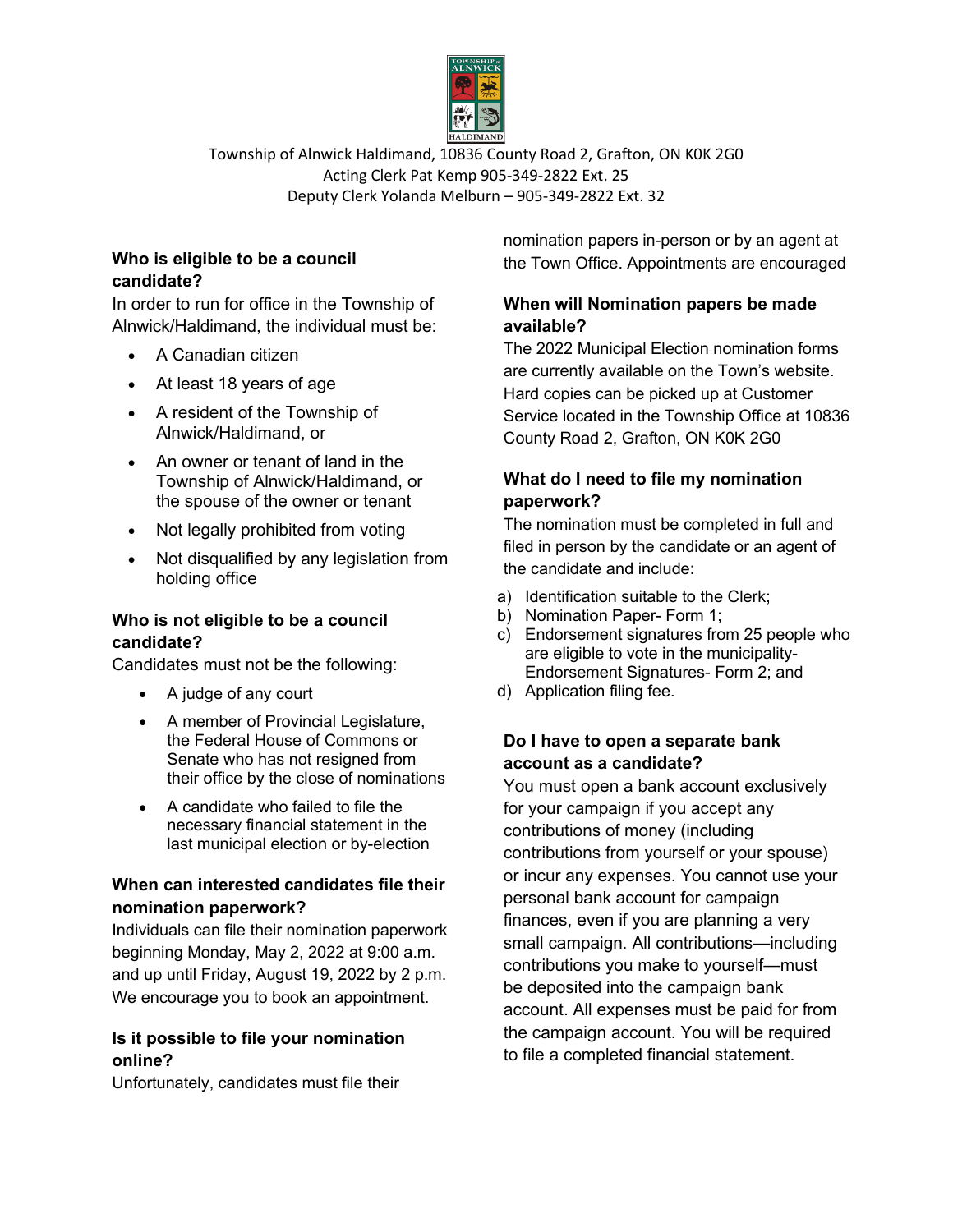Township of Alnwick Haldimand, 10836 County Road 2, Grafton, ON K0K 2G0
Acting Clerk Pat Kemp 905-349-2822 Ext. 25
Deputy Clerk Yolanda Melburn – 905-349-2822 Ext. 32

### Who is eligible to be a council candidate?

In order to run for office in the Township of Alnwick/Haldimand, the individual must be:

- A Canadian citizen
- At least 18 years of age
- A resident of the Township of Alnwick/Haldimand, or
- An owner or tenant of land in the Township of Alnwick/Haldimand, or the spouse of the owner or tenant
- Not legally prohibited from voting
- Not disqualified by any legislation from holding office

### Who is not eligible to be a council candidate?

Candidates must not be the following:

- A judge of any court
- A member of Provincial Legislature, the Federal House of Commons or Senate who has not resigned from their office by the close of nominations
- A candidate who failed to file the necessary financial statement in the last municipal election or by-election

### When can interested candidates file their nomination paperwork?

Individuals can file their nomination paperwork beginning Monday, May 2, 2022 at 9:00 a.m. and up until Friday, August 19, 2022 by 2 p.m. We encourage you to book an appointment.

### Is it possible to file your nomination online?

Unfortunately, candidates must file their nomination papers in-person or by an agent at the Town Office. Appointments are encouraged

### When will Nomination papers be made available?

The 2022 Municipal Election nomination forms are currently available on the Town's website. Hard copies can be picked up at Customer Service located in the Township Office at 10836 County Road 2, Grafton, ON K0K 2G0

### What do I need to file my nomination paperwork?

The nomination must be completed in full and filed in person by the candidate or an agent of the candidate and include:

a) Identification suitable to the Clerk;
b) Nomination Paper- Form 1;
c) Endorsement signatures from 25 people who are eligible to vote in the municipality- Endorsement Signatures- Form 2; and
d) Application filing fee.

### Do I have to open a separate bank account as a candidate?

You must open a bank account exclusively for your campaign if you accept any contributions of money (including contributions from yourself or your spouse) or incur any expenses. You cannot use your personal bank account for campaign finances, even if you are planning a very small campaign. All contributions—including contributions you make to yourself—must be deposited into the campaign bank account. All expenses must be paid for from the campaign account. You will be required to file a completed financial statement.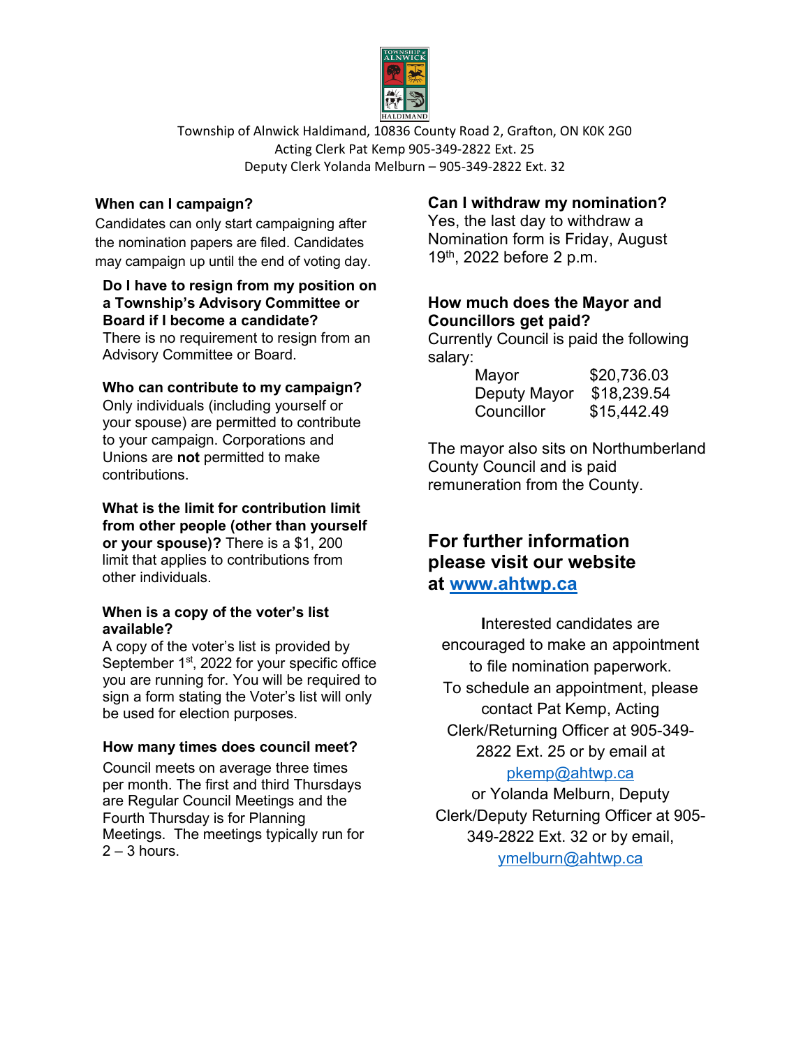Township of Alnwick Haldimand, 10836 County Road 2, Grafton, ON K0K 2G0
Acting Clerk Pat Kemp 905-349-2822 Ext. 25
Deputy Clerk Yolanda Melburn – 905-349-2822 Ext. 32

### When can I campaign?

Candidates can only start campaigning after the nomination papers are filed. Candidates may campaign up until the end of voting day.

### Do I have to resign from my position on a Township's Advisory Committee or Board if I become a candidate?

There is no requirement to resign from an Advisory Committee or Board.

### Who can contribute to my campaign?

Only individuals (including yourself or your spouse) are permitted to contribute to your campaign. Corporations and Unions are **not** permitted to make contributions.

**What is the limit for contribution limit from other people (other than yourself or your spouse)?** There is a $1, 200 limit that applies to contributions from other individuals.

### When is a copy of the voter's list available?

A copy of the voter's list is provided by September 1st, 2022 for your specific office you are running for. You will be required to sign a form stating the Voter's list will only be used for election purposes.

### How many times does council meet?

Council meets on average three times per month. The first and third Thursdays are Regular Council Meetings and the Fourth Thursday is for Planning Meetings. The meetings typically run for 2 – 3 hours.

### Can I withdraw my nomination?

Yes, the last day to withdraw a Nomination form is Friday, August 19th, 2022 before 2 p.m.

### How much does the Mayor and Councillors get paid?

Currently Council is paid the following salary:

| | |
|---|---|
| Mayor | $20,736.03 |
| Deputy Mayor | $18,239.54 |
| Councillor | $15,442.49 |

The mayor also sits on Northumberland County Council and is paid remuneration from the County.

## For further information please visit our website at [www.ahtwp.ca](http://www.ahtwp.ca)

Interested candidates are encouraged to make an appointment to file nomination paperwork. To schedule an appointment, please contact Pat Kemp, Acting Clerk/Returning Officer at 905-349-2822 Ext. 25 or by email at pkemp@ahtwp.ca or Yolanda Melburn, Deputy Clerk/Deputy Returning Officer at 905-349-2822 Ext. 32 or by email, ymelburn@ahtwp.ca